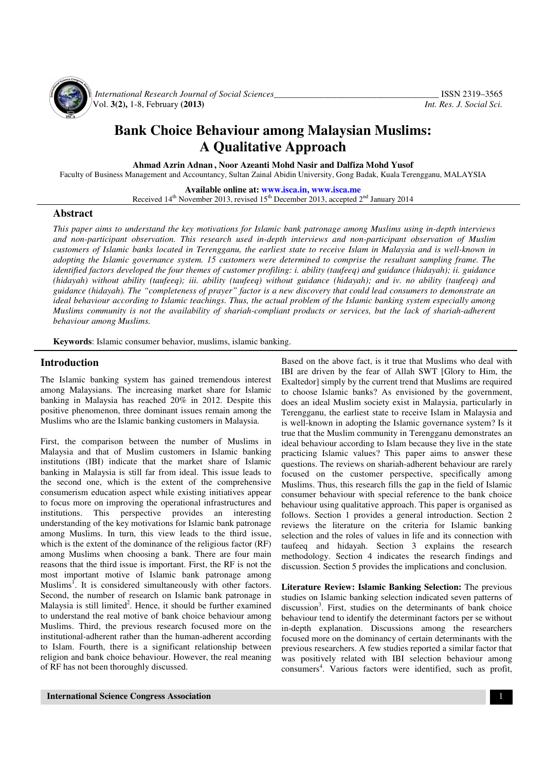# Bank Choice Behaviour among Malaysian Muslims: A Qualitative Approach

**Ahmad Azrin Adnan, Noor Azeanti Mohd Nasir and Dalfiza Mohd Yusof**

Faculty of Business Management and Accountancy, Sultan Zainal Abidin University, Gong Badak, Kuala Terengganu, MALAYSIA

**Available online at: www.isca.in, www.isca.me**

Received 14th November 2013, revised 15th December 2013, accepted 2nd January 2014

## Abstract

*This paper aims to understand the key motivations for Islamic bank patronage among Muslims using in-depth interviews and non-participant observation. This research used in-depth interviews and non-participant observation of Muslim customers of Islamic banks located in Terengganu, the earliest state to receive Islam in Malaysia and is well-known in adopting the Islamic governance system. 15 customers were determined to comprise the resultant sampling frame. The identified factors developed the four themes of customer profiling: i. ability (taufeeq) and guidance (hidayah); ii. guidance (hidayah) without ability (taufeeq); iii. ability (taufeeq) without guidance (hidayah); and iv. no ability (taufeeq) and guidance (hidayah). The "completeness of prayer" factor is a new discovery that could lead consumers to demonstrate an ideal behaviour according to Islamic teachings. Thus, the actual problem of the Islamic banking system especially among Muslims community is not the availability of shariah-compliant products or services, but the lack of shariah-adherent behaviour among Muslims.*

**Keywords**: Islamic consumer behavior, muslims, islamic banking.

## Introduction

The Islamic banking system has gained tremendous interest among Malaysians. The increasing market share for Islamic banking in Malaysia has reached 20% in 2012. Despite this positive phenomenon, three dominant issues remain among the Muslims who are the Islamic banking customers in Malaysia.

First, the comparison between the number of Muslims in Malaysia and that of Muslim customers in Islamic banking institutions (IBI) indicate that the market share of Islamic banking in Malaysia is still far from ideal. This issue leads to the second one, which is the extent of the comprehensive consumerism education aspect while existing initiatives appear to focus more on improving the operational infrastructures and institutions. This perspective provides an interesting understanding of the key motivations for Islamic bank patronage among Muslims. In turn, this view leads to the third issue, which is the extent of the dominance of the religious factor (RF) among Muslims when choosing a bank. There are four main reasons that the third issue is important. First, the RF is not the most important motive of Islamic bank patronage among Muslims[1]. It is considered simultaneously with other factors. Second, the number of research on Islamic bank patronage in Malaysia is still limited[2]. Hence, it should be further examined to understand the real motive of bank choice behaviour among Muslims. Third, the previous research focused more on the institutional-adherent rather than the human-adherent according to Islam. Fourth, there is a significant relationship between religion and bank choice behaviour. However, the real meaning of RF has not been thoroughly discussed.

Based on the above fact, is it true that Muslims who deal with IBI are driven by the fear of Allah SWT [Glory to Him, the Exaltedor] simply by the current trend that Muslims are required to choose Islamic banks? As envisioned by the government, does an ideal Muslim society exist in Malaysia, particularly in Terengganu, the earliest state to receive Islam in Malaysia and is well-known in adopting the Islamic governance system? Is it true that the Muslim community in Terengganu demonstrates an ideal behaviour according to Islam because they live in the state practicing Islamic values? This paper aims to answer these questions. The reviews on shariah-adherent behaviour are rarely focused on the customer perspective, specifically among Muslims. Thus, this research fills the gap in the field of Islamic consumer behaviour with special reference to the bank choice behaviour using qualitative approach. This paper is organised as follows. Section 1 provides a general introduction. Section 2 reviews the literature on the criteria for Islamic banking selection and the roles of values in life and its connection with taufeeq and hidayah. Section 3 explains the research methodology. Section 4 indicates the research findings and discussion. Section 5 provides the implications and conclusion.

**Literature Review: Islamic Banking Selection:** The previous studies on Islamic banking selection indicated seven patterns of discussion[3]. First, studies on the determinants of bank choice behaviour tend to identify the determinant factors per se without in-depth explanation. Discussions among the researchers focused more on the dominancy of certain determinants with the previous researchers. A few studies reported a similar factor that was positively related with IBI selection behaviour among consumers[4]. Various factors were identified, such as profit,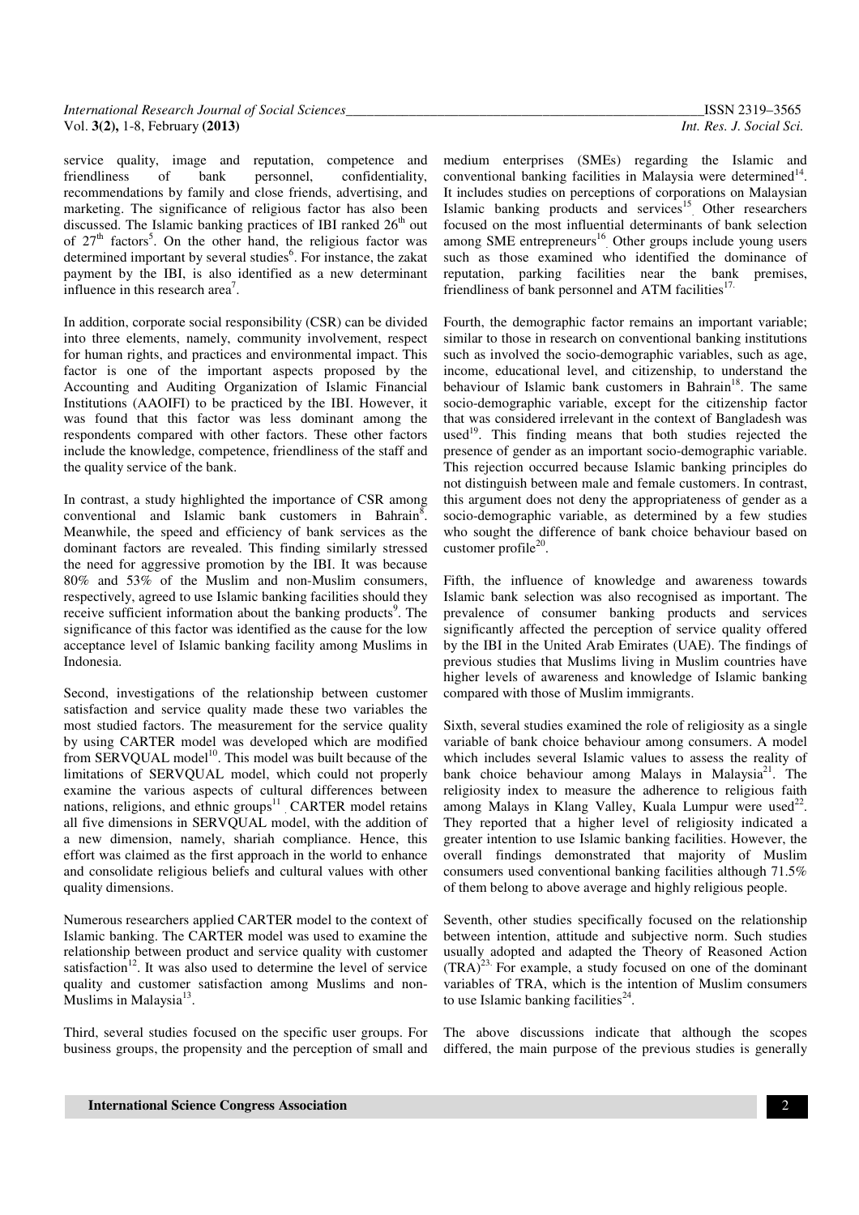service quality, image and reputation, competence and friendliness of bank personnel, confidentiality, recommendations by family and close friends, advertising, and marketing. The significance of religious factor has also been discussed. The Islamic banking practices of IBI ranked 26th out of 27th factors[5]. On the other hand, the religious factor was determined important by several studies[6]. For instance, the zakat payment by the IBI, is also identified as a new determinant influence in this research area[7].

In addition, corporate social responsibility (CSR) can be divided into three elements, namely, community involvement, respect for human rights, and practices and environmental impact. This factor is one of the important aspects proposed by the Accounting and Auditing Organization of Islamic Financial Institutions (AAOIFI) to be practiced by the IBI. However, it was found that this factor was less dominant among the respondents compared with other factors. These other factors include the knowledge, competence, friendliness of the staff and the quality service of the bank.

In contrast, a study highlighted the importance of CSR among conventional and Islamic bank customers in Bahrain[8]. Meanwhile, the speed and efficiency of bank services as the dominant factors are revealed. This finding similarly stressed the need for aggressive promotion by the IBI. It was because 80% and 53% of the Muslim and non-Muslim consumers, respectively, agreed to use Islamic banking facilities should they receive sufficient information about the banking products[9]. The significance of this factor was identified as the cause for the low acceptance level of Islamic banking facility among Muslims in Indonesia.

Second, investigations of the relationship between customer satisfaction and service quality made these two variables the most studied factors. The measurement for the service quality by using CARTER model was developed which are modified from SERVQUAL model[10]. This model was built because of the limitations of SERVQUAL model, which could not properly examine the various aspects of cultural differences between nations, religions, and ethnic groups[11]. CARTER model retains all five dimensions in SERVQUAL model, with the addition of a new dimension, namely, shariah compliance. Hence, this effort was claimed as the first approach in the world to enhance and consolidate religious beliefs and cultural values with other quality dimensions.

Numerous researchers applied CARTER model to the context of Islamic banking. The CARTER model was used to examine the relationship between product and service quality with customer satisfaction[12]. It was also used to determine the level of service quality and customer satisfaction among Muslims and non-Muslims in Malaysia[13].

Third, several studies focused on the specific user groups. For business groups, the propensity and the perception of small and medium enterprises (SMEs) regarding the Islamic and conventional banking facilities in Malaysia were determined[14]. It includes studies on perceptions of corporations on Malaysian Islamic banking products and services[15]. Other researchers focused on the most influential determinants of bank selection among SME entrepreneurs[16]. Other groups include young users such as those examined who identified the dominance of reputation, parking facilities near the bank premises, friendliness of bank personnel and ATM facilities[17].

Fourth, the demographic factor remains an important variable; similar to those in research on conventional banking institutions such as involved the socio-demographic variables, such as age, income, educational level, and citizenship, to understand the behaviour of Islamic bank customers in Bahrain[18]. The same socio-demographic variable, except for the citizenship factor that was considered irrelevant in the context of Bangladesh was used[19]. This finding means that both studies rejected the presence of gender as an important socio-demographic variable. This rejection occurred because Islamic banking principles do not distinguish between male and female customers. In contrast, this argument does not deny the appropriateness of gender as a socio-demographic variable, as determined by a few studies who sought the difference of bank choice behaviour based on customer profile[20].

Fifth, the influence of knowledge and awareness towards Islamic bank selection was also recognised as important. The prevalence of consumer banking products and services significantly affected the perception of service quality offered by the IBI in the United Arab Emirates (UAE). The findings of previous studies that Muslims living in Muslim countries have higher levels of awareness and knowledge of Islamic banking compared with those of Muslim immigrants.

Sixth, several studies examined the role of religiosity as a single variable of bank choice behaviour among consumers. A model which includes several Islamic values to assess the reality of bank choice behaviour among Malays in Malaysia[21]. The religiosity index to measure the adherence to religious faith among Malays in Klang Valley, Kuala Lumpur were used[22]. They reported that a higher level of religiosity indicated a greater intention to use Islamic banking facilities. However, the overall findings demonstrated that majority of Muslim consumers used conventional banking facilities although 71.5% of them belong to above average and highly religious people.

Seventh, other studies specifically focused on the relationship between intention, attitude and subjective norm. Such studies usually adopted and adapted the Theory of Reasoned Action (TRA)[23]. For example, a study focused on one of the dominant variables of TRA, which is the intention of Muslim consumers to use Islamic banking facilities[24].

The above discussions indicate that although the scopes differed, the main purpose of the previous studies is generally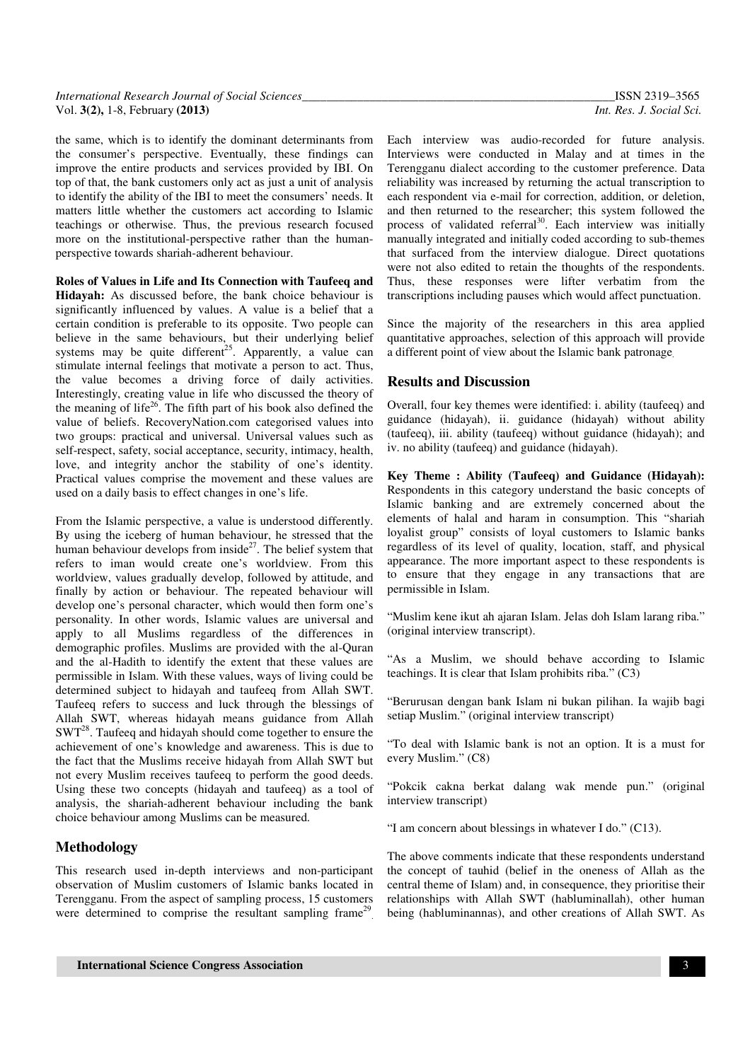the same, which is to identify the dominant determinants from the consumer's perspective. Eventually, these findings can improve the entire products and services provided by IBI. On top of that, the bank customers only act as just a unit of analysis to identify the ability of the IBI to meet the consumers' needs. It matters little whether the customers act according to Islamic teachings or otherwise. Thus, the previous research focused more on the institutional-perspective rather than the human-perspective towards shariah-adherent behaviour.

**Roles of Values in Life and Its Connection with Taufeeq and Hidayah:** As discussed before, the bank choice behaviour is significantly influenced by values. A value is a belief that a certain condition is preferable to its opposite. Two people can believe in the same behaviours, but their underlying belief systems may be quite different[25]. Apparently, a value can stimulate internal feelings that motivate a person to act. Thus, the value becomes a driving force of daily activities. Interestingly, creating value in life who discussed the theory of the meaning of life[26]. The fifth part of his book also defined the value of beliefs. RecoveryNation.com categorised values into two groups: practical and universal. Universal values such as self-respect, safety, social acceptance, security, intimacy, health, love, and integrity anchor the stability of one's identity. Practical values comprise the movement and these values are used on a daily basis to effect changes in one's life.

From the Islamic perspective, a value is understood differently. By using the iceberg of human behaviour, he stressed that the human behaviour develops from inside[27]. The belief system that refers to iman would create one's worldview. From this worldview, values gradually develop, followed by attitude, and finally by action or behaviour. The repeated behaviour will develop one's personal character, which would then form one's personality. In other words, Islamic values are universal and apply to all Muslims regardless of the differences in demographic profiles. Muslims are provided with the al-Quran and the al-Hadith to identify the extent that these values are permissible in Islam. With these values, ways of living could be determined subject to hidayah and taufeeq from Allah SWT. Taufeeq refers to success and luck through the blessings of Allah SWT, whereas hidayah means guidance from Allah SWT[28]. Taufeeq and hidayah should come together to ensure the achievement of one's knowledge and awareness. This is due to the fact that the Muslims receive hidayah from Allah SWT but not every Muslim receives taufeeq to perform the good deeds. Using these two concepts (hidayah and taufeeq) as a tool of analysis, the shariah-adherent behaviour including the bank choice behaviour among Muslims can be measured.

## Methodology

This research used in-depth interviews and non-participant observation of Muslim customers of Islamic banks located in Terengganu. From the aspect of sampling process, 15 customers were determined to comprise the resultant sampling frame[29]. Each interview was audio-recorded for future analysis. Interviews were conducted in Malay and at times in the Terengganu dialect according to the customer preference. Data reliability was increased by returning the actual transcription to each respondent via e-mail for correction, addition, or deletion, and then returned to the researcher; this system followed the process of validated referral[30]. Each interview was initially manually integrated and initially coded according to sub-themes that surfaced from the interview dialogue. Direct quotations were not also edited to retain the thoughts of the respondents. Thus, these responses were lifter verbatim from the transcriptions including pauses which would affect punctuation.

Since the majority of the researchers in this area applied quantitative approaches, selection of this approach will provide a different point of view about the Islamic bank patronage.

## Results and Discussion

Overall, four key themes were identified: i. ability (taufeeq) and guidance (hidayah), ii. guidance (hidayah) without ability (taufeeq), iii. ability (taufeeq) without guidance (hidayah); and iv. no ability (taufeeq) and guidance (hidayah).

**Key Theme : Ability (Taufeeq) and Guidance (Hidayah):** Respondents in this category understand the basic concepts of Islamic banking and are extremely concerned about the elements of halal and haram in consumption. This "shariah loyalist group" consists of loyal customers to Islamic banks regardless of its level of quality, location, staff, and physical appearance. The more important aspect to these respondents is to ensure that they engage in any transactions that are permissible in Islam.

"Muslim kene ikut ah ajaran Islam. Jelas doh Islam larang riba." (original interview transcript).

"As a Muslim, we should behave according to Islamic teachings. It is clear that Islam prohibits riba." (C3)

"Berurusan dengan bank Islam ni bukan pilihan. Ia wajib bagi setiap Muslim." (original interview transcript)

"To deal with Islamic bank is not an option. It is a must for every Muslim." (C8)

"Pokcik cakna berkat dalang wak mende pun." (original interview transcript)

"I am concern about blessings in whatever I do." (C13).

The above comments indicate that these respondents understand the concept of tauhid (belief in the oneness of Allah as the central theme of Islam) and, in consequence, they prioritise their relationships with Allah SWT (habluminallah), other human being (habluminannas), and other creations of Allah SWT. As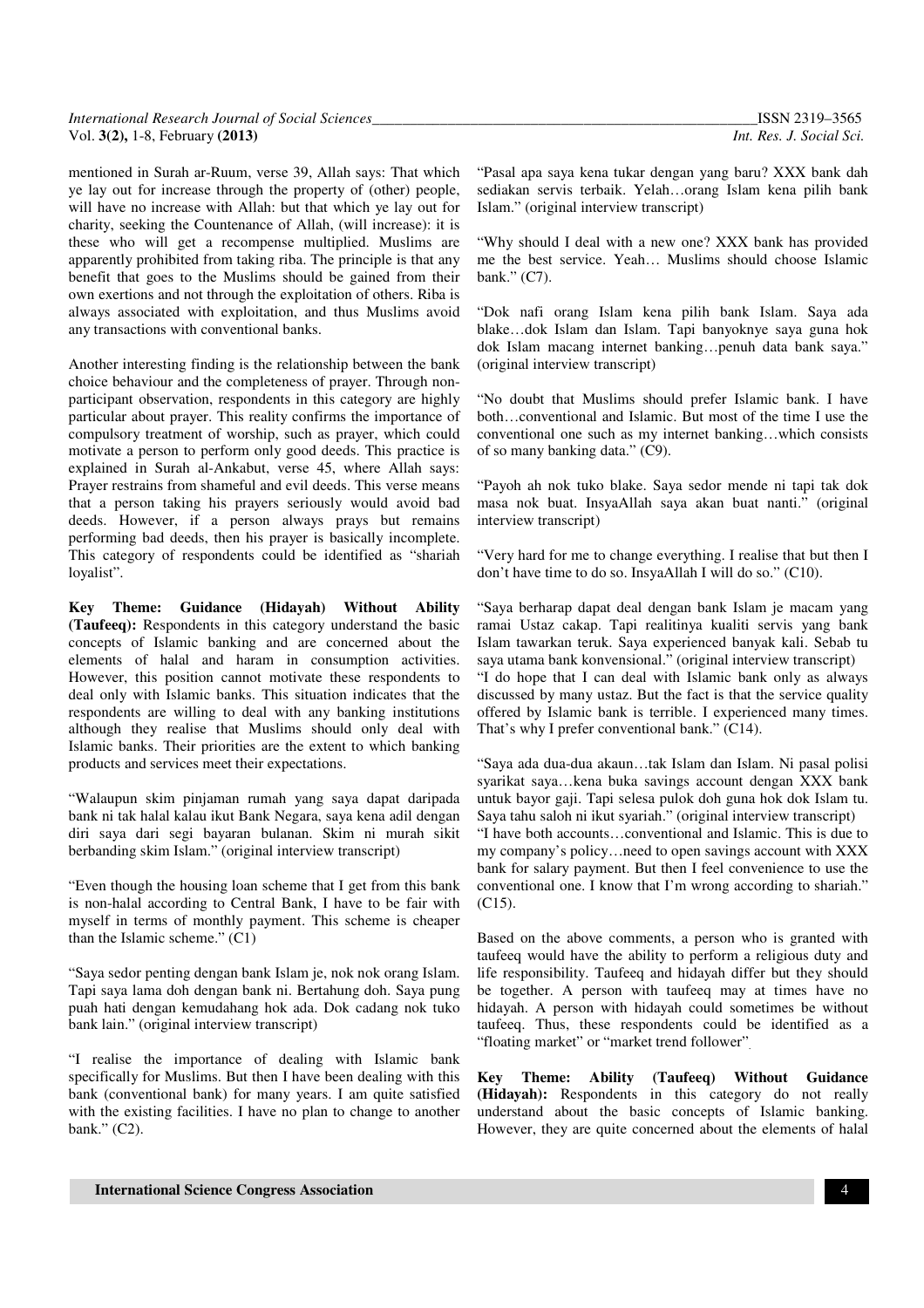mentioned in Surah ar-Ruum, verse 39, Allah says: That which ye lay out for increase through the property of (other) people, will have no increase with Allah: but that which ye lay out for charity, seeking the Countenance of Allah, (will increase): it is these who will get a recompense multiplied. Muslims are apparently prohibited from taking riba. The principle is that any benefit that goes to the Muslims should be gained from their own exertions and not through the exploitation of others. Riba is always associated with exploitation, and thus Muslims avoid any transactions with conventional banks.

Another interesting finding is the relationship between the bank choice behaviour and the completeness of prayer. Through non-participant observation, respondents in this category are highly particular about prayer. This reality confirms the importance of compulsory treatment of worship, such as prayer, which could motivate a person to perform only good deeds. This practice is explained in Surah al-Ankabut, verse 45, where Allah says: Prayer restrains from shameful and evil deeds. This verse means that a person taking his prayers seriously would avoid bad deeds. However, if a person always prays but remains performing bad deeds, then his prayer is basically incomplete. This category of respondents could be identified as "shariah loyalist".

**Key Theme: Guidance (Hidayah) Without Ability (Taufeeq):** Respondents in this category understand the basic concepts of Islamic banking and are concerned about the elements of halal and haram in consumption activities. However, this position cannot motivate these respondents to deal only with Islamic banks. This situation indicates that the respondents are willing to deal with any banking institutions although they realise that Muslims should only deal with Islamic banks. Their priorities are the extent to which banking products and services meet their expectations.

"Walaupun skim pinjaman rumah yang saya dapat daripada bank ni tak halal kalau ikut Bank Negara, saya kena adil dengan diri saya dari segi bayaran bulanan. Skim ni murah sikit berbanding skim Islam." (original interview transcript)

"Even though the housing loan scheme that I get from this bank is non-halal according to Central Bank, I have to be fair with myself in terms of monthly payment. This scheme is cheaper than the Islamic scheme." (C1)

"Saya sedor penting dengan bank Islam je, nok nok orang Islam. Tapi saya lama doh dengan bank ni. Bertahung doh. Saya pung puah hati dengan kemudahang hok ada. Dok cadang nok tuko bank lain." (original interview transcript)

"I realise the importance of dealing with Islamic bank specifically for Muslims. But then I have been dealing with this bank (conventional bank) for many years. I am quite satisfied with the existing facilities. I have no plan to change to another bank." (C2).

"Pasal apa saya kena tukar dengan yang baru? XXX bank dah sediakan servis terbaik. Yelah…orang Islam kena pilih bank Islam." (original interview transcript)

"Why should I deal with a new one? XXX bank has provided me the best service. Yeah… Muslims should choose Islamic bank." (C7).

"Dok nafi orang Islam kena pilih bank Islam. Saya ada blake…dok Islam dan Islam. Tapi banyoknye saya guna hok dok Islam macang internet banking…penuh data bank saya." (original interview transcript)

"No doubt that Muslims should prefer Islamic bank. I have both…conventional and Islamic. But most of the time I use the conventional one such as my internet banking…which consists of so many banking data." (C9).

"Payoh ah nok tuko blake. Saya sedor mende ni tapi tak dok masa nok buat. InsyaAllah saya akan buat nanti." (original interview transcript)

"Very hard for me to change everything. I realise that but then I don't have time to do so. InsyaAllah I will do so." (C10).

"Saya berharap dapat deal dengan bank Islam je macam yang ramai Ustaz cakap. Tapi realitinya kualiti servis yang bank Islam tawarkan teruk. Saya experienced banyak kali. Sebab tu saya utama bank konvensional." (original interview transcript)

"I do hope that I can deal with Islamic bank only as always discussed by many ustaz. But the fact is that the service quality offered by Islamic bank is terrible. I experienced many times. That's why I prefer conventional bank." (C14).

"Saya ada dua-dua akaun…tak Islam dan Islam. Ni pasal polisi syarikat saya…kena buka savings account dengan XXX bank untuk bayor gaji. Tapi selesa pulok doh guna hok dok Islam tu. Saya tahu saloh ni ikut syariah." (original interview transcript)

"I have both accounts…conventional and Islamic. This is due to my company's policy…need to open savings account with XXX bank for salary payment. But then I feel convenience to use the conventional one. I know that I'm wrong according to shariah." (C15).

Based on the above comments, a person who is granted with taufeeq would have the ability to perform a religious duty and life responsibility. Taufeeq and hidayah differ but they should be together. A person with taufeeq may at times have no hidayah. A person with hidayah could sometimes be without taufeeq. Thus, these respondents could be identified as a "floating market" or "market trend follower".

**Key Theme: Ability (Taufeeq) Without Guidance (Hidayah):** Respondents in this category do not really understand about the basic concepts of Islamic banking. However, they are quite concerned about the elements of halal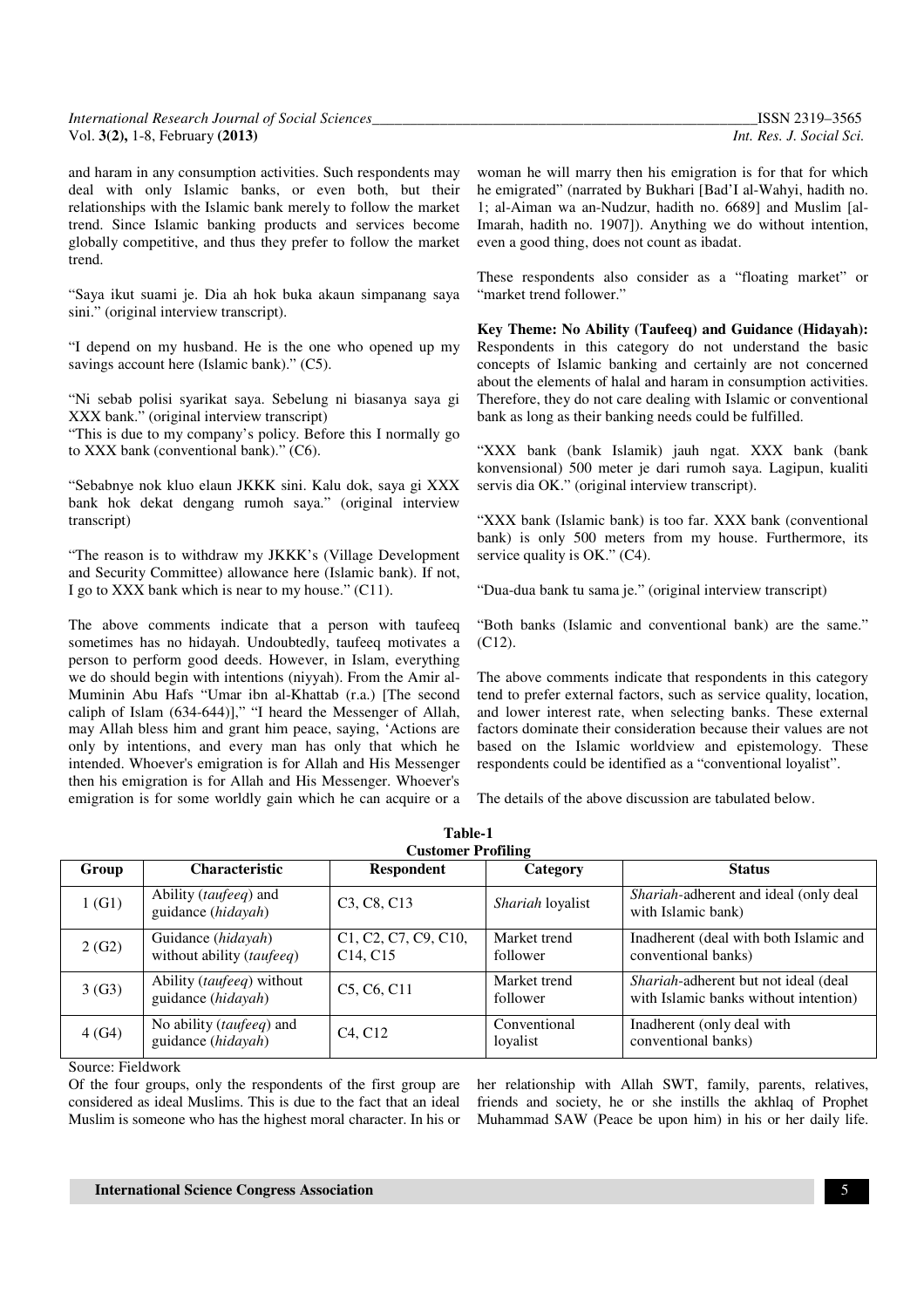and haram in any consumption activities. Such respondents may deal with only Islamic banks, or even both, but their relationships with the Islamic bank merely to follow the market trend. Since Islamic banking products and services become globally competitive, and thus they prefer to follow the market trend.

"Saya ikut suami je. Dia ah hok buka akaun simpanang saya sini." (original interview transcript).

"I depend on my husband. He is the one who opened up my savings account here (Islamic bank)." (C5).

"Ni sebab polisi syarikat saya. Sebelung ni biasanya saya gi XXX bank." (original interview transcript)

"This is due to my company's policy. Before this I normally go to XXX bank (conventional bank)." (C6).

"Sebabnye nok kluo elaun JKKK sini. Kalu dok, saya gi XXX bank hok dekat dengang rumoh saya." (original interview transcript)

"The reason is to withdraw my JKKK's (Village Development and Security Committee) allowance here (Islamic bank). If not, I go to XXX bank which is near to my house." (C11).

The above comments indicate that a person with taufeeq sometimes has no hidayah. Undoubtedly, taufeeq motivates a person to perform good deeds. However, in Islam, everything we do should begin with intentions (niyyah). From the Amir al-Muminin Abu Hafs "Umar ibn al-Khattab (r.a.) [The second caliph of Islam (634-644)]," "I heard the Messenger of Allah, may Allah bless him and grant him peace, saying, 'Actions are only by intentions, and every man has only that which he intended. Whoever's emigration is for Allah and His Messenger then his emigration is for Allah and His Messenger. Whoever's emigration is for some worldly gain which he can acquire or a woman he will marry then his emigration is for that for which he emigrated" (narrated by Bukhari [Bad'I al-Wahyi, hadith no. 1; al-Aiman wa an-Nudzur, hadith no. 6689] and Muslim [al-Imarah, hadith no. 1907]). Anything we do without intention, even a good thing, does not count as ibadat.

These respondents also consider as a "floating market" or "market trend follower."

**Key Theme: No Ability (Taufeeq) and Guidance (Hidayah):** Respondents in this category do not understand the basic concepts of Islamic banking and certainly are not concerned about the elements of halal and haram in consumption activities. Therefore, they do not care dealing with Islamic or conventional bank as long as their banking needs could be fulfilled.

"XXX bank (bank Islamik) jauh ngat. XXX bank (bank konvensional) 500 meter je dari rumoh saya. Lagipun, kualiti servis dia OK." (original interview transcript).

"XXX bank (Islamic bank) is too far. XXX bank (conventional bank) is only 500 meters from my house. Furthermore, its service quality is OK." (C4).

"Dua-dua bank tu sama je." (original interview transcript)

"Both banks (Islamic and conventional bank) are the same." (C12).

The above comments indicate that respondents in this category tend to prefer external factors, such as service quality, location, and lower interest rate, when selecting banks. These external factors dominate their consideration because their values are not based on the Islamic worldview and epistemology. These respondents could be identified as a "conventional loyalist".

The details of the above discussion are tabulated below.

**Table-1**
**Customer Profiling**

| Group | Characteristic | Respondent | Category | Status |
|---|---|---|---|---|
| 1 (G1) | Ability (*taufeeq*) and guidance (*hidayah*) | C3, C8, C13 | *Shariah* loyalist | *Shariah*-adherent and ideal (only deal with Islamic bank) |
| 2 (G2) | Guidance (*hidayah*) without ability (*taufeeq*) | C1, C2, C7, C9, C10, C14, C15 | Market trend follower | Inadherent (deal with both Islamic and conventional banks) |
| 3 (G3) | Ability (*taufeeq*) without guidance (*hidayah*) | C5, C6, C11 | Market trend follower | *Shariah*-adherent but not ideal (deal with Islamic banks without intention) |
| 4 (G4) | No ability (*taufeeq*) and guidance (*hidayah*) | C4, C12 | Conventional loyalist | Inadherent (only deal with conventional banks) |

Source: Fieldwork

Of the four groups, only the respondents of the first group are considered as ideal Muslims. This is due to the fact that an ideal Muslim is someone who has the highest moral character. In his or her relationship with Allah SWT, family, parents, relatives, friends and society, he or she instills the akhlaq of Prophet Muhammad SAW (Peace be upon him) in his or her daily life.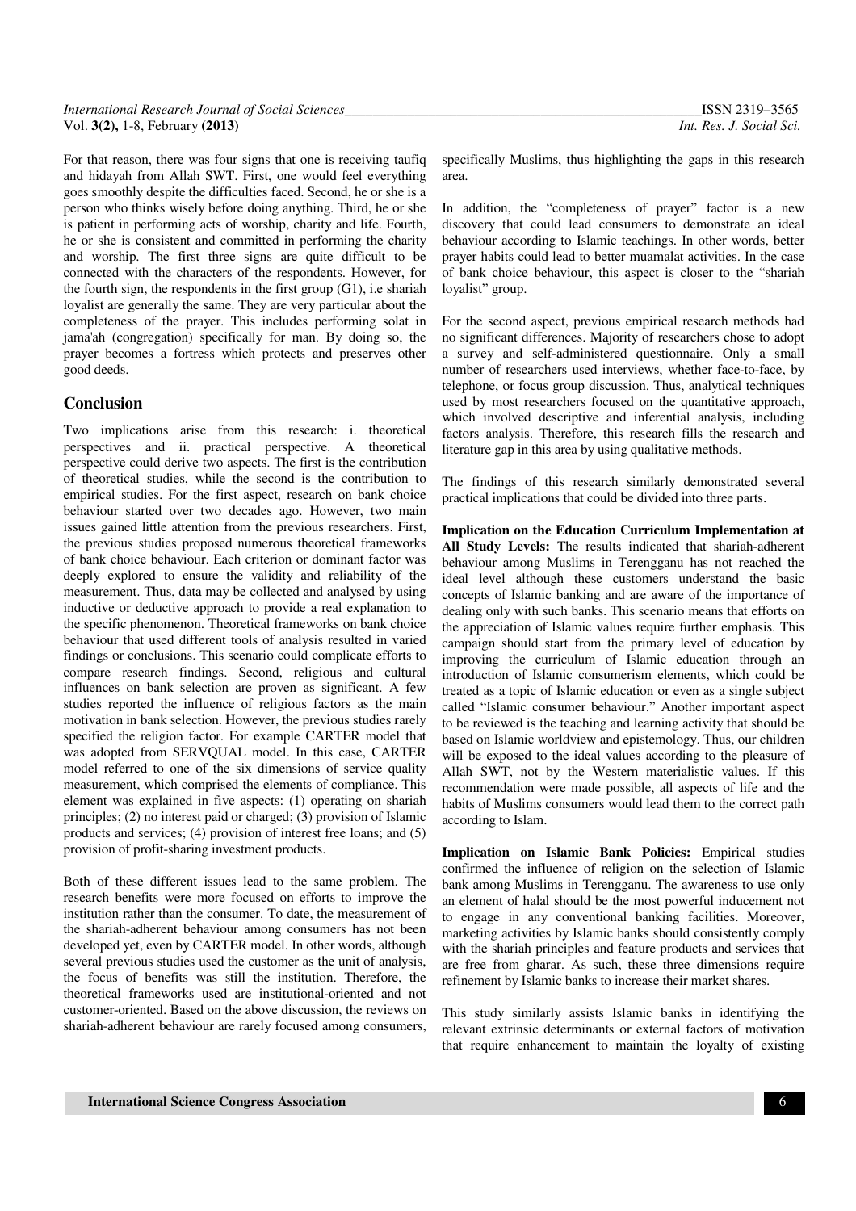For that reason, there was four signs that one is receiving taufiq and hidayah from Allah SWT. First, one would feel everything goes smoothly despite the difficulties faced. Second, he or she is a person who thinks wisely before doing anything. Third, he or she is patient in performing acts of worship, charity and life. Fourth, he or she is consistent and committed in performing the charity and worship. The first three signs are quite difficult to be connected with the characters of the respondents. However, for the fourth sign, the respondents in the first group (G1), i.e shariah loyalist are generally the same. They are very particular about the completeness of the prayer. This includes performing solat in jama'ah (congregation) specifically for man. By doing so, the prayer becomes a fortress which protects and preserves other good deeds.

## Conclusion

Two implications arise from this research: i. theoretical perspectives and ii. practical perspective. A theoretical perspective could derive two aspects. The first is the contribution of theoretical studies, while the second is the contribution to empirical studies. For the first aspect, research on bank choice behaviour started over two decades ago. However, two main issues gained little attention from the previous researchers. First, the previous studies proposed numerous theoretical frameworks of bank choice behaviour. Each criterion or dominant factor was deeply explored to ensure the validity and reliability of the measurement. Thus, data may be collected and analysed by using inductive or deductive approach to provide a real explanation to the specific phenomenon. Theoretical frameworks on bank choice behaviour that used different tools of analysis resulted in varied findings or conclusions. This scenario could complicate efforts to compare research findings. Second, religious and cultural influences on bank selection are proven as significant. A few studies reported the influence of religious factors as the main motivation in bank selection. However, the previous studies rarely specified the religion factor. For example CARTER model that was adopted from SERVQUAL model. In this case, CARTER model referred to one of the six dimensions of service quality measurement, which comprised the elements of compliance. This element was explained in five aspects: (1) operating on shariah principles; (2) no interest paid or charged; (3) provision of Islamic products and services; (4) provision of interest free loans; and (5) provision of profit-sharing investment products.

Both of these different issues lead to the same problem. The research benefits were more focused on efforts to improve the institution rather than the consumer. To date, the measurement of the shariah-adherent behaviour among consumers has not been developed yet, even by CARTER model. In other words, although several previous studies used the customer as the unit of analysis, the focus of benefits was still the institution. Therefore, the theoretical frameworks used are institutional-oriented and not customer-oriented. Based on the above discussion, the reviews on shariah-adherent behaviour are rarely focused among consumers, specifically Muslims, thus highlighting the gaps in this research area.

In addition, the "completeness of prayer" factor is a new discovery that could lead consumers to demonstrate an ideal behaviour according to Islamic teachings. In other words, better prayer habits could lead to better muamalat activities. In the case of bank choice behaviour, this aspect is closer to the "shariah loyalist" group.

For the second aspect, previous empirical research methods had no significant differences. Majority of researchers chose to adopt a survey and self-administered questionnaire. Only a small number of researchers used interviews, whether face-to-face, by telephone, or focus group discussion. Thus, analytical techniques used by most researchers focused on the quantitative approach, which involved descriptive and inferential analysis, including factors analysis. Therefore, this research fills the research and literature gap in this area by using qualitative methods.

The findings of this research similarly demonstrated several practical implications that could be divided into three parts.

**Implication on the Education Curriculum Implementation at All Study Levels:** The results indicated that shariah-adherent behaviour among Muslims in Terengganu has not reached the ideal level although these customers understand the basic concepts of Islamic banking and are aware of the importance of dealing only with such banks. This scenario means that efforts on the appreciation of Islamic values require further emphasis. This campaign should start from the primary level of education by improving the curriculum of Islamic education through an introduction of Islamic consumerism elements, which could be treated as a topic of Islamic education or even as a single subject called "Islamic consumer behaviour." Another important aspect to be reviewed is the teaching and learning activity that should be based on Islamic worldview and epistemology. Thus, our children will be exposed to the ideal values according to the pleasure of Allah SWT, not by the Western materialistic values. If this recommendation were made possible, all aspects of life and the habits of Muslims consumers would lead them to the correct path according to Islam.

**Implication on Islamic Bank Policies:** Empirical studies confirmed the influence of religion on the selection of Islamic bank among Muslims in Terengganu. The awareness to use only an element of halal should be the most powerful inducement not to engage in any conventional banking facilities. Moreover, marketing activities by Islamic banks should consistently comply with the shariah principles and feature products and services that are free from gharar. As such, these three dimensions require refinement by Islamic banks to increase their market shares.

This study similarly assists Islamic banks in identifying the relevant extrinsic determinants or external factors of motivation that require enhancement to maintain the loyalty of existing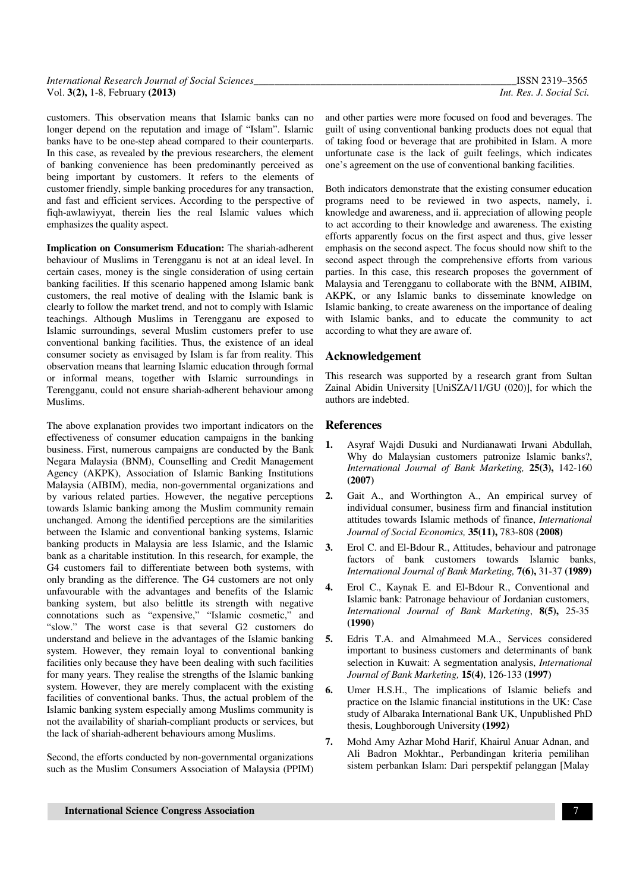customers. This observation means that Islamic banks can no longer depend on the reputation and image of "Islam". Islamic banks have to be one-step ahead compared to their counterparts. In this case, as revealed by the previous researchers, the element of banking convenience has been predominantly perceived as being important by customers. It refers to the elements of customer friendly, simple banking procedures for any transaction, and fast and efficient services. According to the perspective of fiqh-awlawiyyat, therein lies the real Islamic values which emphasizes the quality aspect.

**Implication on Consumerism Education:** The shariah-adherent behaviour of Muslims in Terengganu is not at an ideal level. In certain cases, money is the single consideration of using certain banking facilities. If this scenario happened among Islamic bank customers, the real motive of dealing with the Islamic bank is clearly to follow the market trend, and not to comply with Islamic teachings. Although Muslims in Terengganu are exposed to Islamic surroundings, several Muslim customers prefer to use conventional banking facilities. Thus, the existence of an ideal consumer society as envisaged by Islam is far from reality. This observation means that learning Islamic education through formal or informal means, together with Islamic surroundings in Terengganu, could not ensure shariah-adherent behaviour among Muslims.

The above explanation provides two important indicators on the effectiveness of consumer education campaigns in the banking business. First, numerous campaigns are conducted by the Bank Negara Malaysia (BNM), Counselling and Credit Management Agency (AKPK), Association of Islamic Banking Institutions Malaysia (AIBIM), media, non-governmental organizations and by various related parties. However, the negative perceptions towards Islamic banking among the Muslim community remain unchanged. Among the identified perceptions are the similarities between the Islamic and conventional banking systems, Islamic banking products in Malaysia are less Islamic, and the Islamic bank as a charitable institution. In this research, for example, the G4 customers fail to differentiate between both systems, with only branding as the difference. The G4 customers are not only unfavourable with the advantages and benefits of the Islamic banking system, but also belittle its strength with negative connotations such as "expensive," "Islamic cosmetic," and "slow." The worst case is that several G2 customers do understand and believe in the advantages of the Islamic banking system. However, they remain loyal to conventional banking facilities only because they have been dealing with such facilities for many years. They realise the strengths of the Islamic banking system. However, they are merely complacent with the existing facilities of conventional banks. Thus, the actual problem of the Islamic banking system especially among Muslims community is not the availability of shariah-compliant products or services, but the lack of shariah-adherent behaviours among Muslims.

Second, the efforts conducted by non-governmental organizations such as the Muslim Consumers Association of Malaysia (PPIM) and other parties were more focused on food and beverages. The guilt of using conventional banking products does not equal that of taking food or beverage that are prohibited in Islam. A more unfortunate case is the lack of guilt feelings, which indicates one's agreement on the use of conventional banking facilities.

Both indicators demonstrate that the existing consumer education programs need to be reviewed in two aspects, namely, i. knowledge and awareness, and ii. appreciation of allowing people to act according to their knowledge and awareness. The existing efforts apparently focus on the first aspect and thus, give lesser emphasis on the second aspect. The focus should now shift to the second aspect through the comprehensive efforts from various parties. In this case, this research proposes the government of Malaysia and Terengganu to collaborate with the BNM, AIBIM, AKPK, or any Islamic banks to disseminate knowledge on Islamic banking, to create awareness on the importance of dealing with Islamic banks, and to educate the community to act according to what they are aware of.

## Acknowledgement

This research was supported by a research grant from Sultan Zainal Abidin University [UniSZA/11/GU (020)], for which the authors are indebted.

## References

1. Asyraf Wajdi Dusuki and Nurdianawati Irwani Abdullah, Why do Malaysian customers patronize Islamic banks?, *International Journal of Bank Marketing,* **25(3),** 142-160 **(2007)**
2. Gait A., and Worthington A., An empirical survey of individual consumer, business firm and financial institution attitudes towards Islamic methods of finance, *International Journal of Social Economics,* **35(11),** 783-808 **(2008)**
3. Erol C. and El-Bdour R., Attitudes, behaviour and patronage factors of bank customers towards Islamic banks, *International Journal of Bank Marketing,* **7(6),** 31-37 **(1989)**
4. Erol C., Kaynak E. and El-Bdour R., Conventional and Islamic bank: Patronage behaviour of Jordanian customers, *International Journal of Bank Marketing*, **8(5),** 25-35 **(1990)**
5. Edris T.A. and Almahmeed M.A., Services considered important to business customers and determinants of bank selection in Kuwait: A segmentation analysis, *International Journal of Bank Marketing,* **15(4)**, 126-133 **(1997)**
6. Umer H.S.H., The implications of Islamic beliefs and practice on the Islamic financial institutions in the UK: Case study of Albaraka International Bank UK, Unpublished PhD thesis, Loughborough University **(1992)**
7. Mohd Amy Azhar Mohd Harif, Khairul Anuar Adnan, and Ali Badron Mokhtar., Perbandingan kriteria pemilihan sistem perbankan Islam: Dari perspektif pelanggan [Malay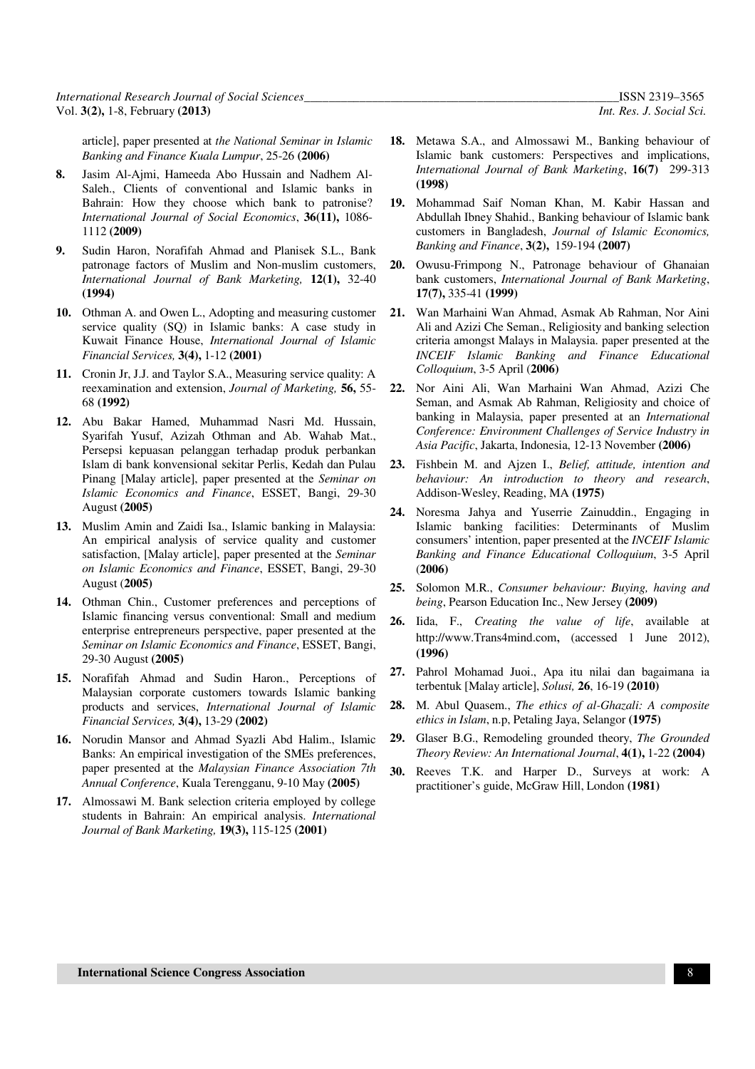article], paper presented at *the National Seminar in Islamic Banking and Finance Kuala Lumpur*, 25-26 **(2006)**

8. Jasim Al-Ajmi, Hameeda Abo Hussain and Nadhem Al-Saleh., Clients of conventional and Islamic banks in Bahrain: How they choose which bank to patronise? *International Journal of Social Economics*, **36(11),** 1086-1112 **(2009)**

9. Sudin Haron, Norafifah Ahmad and Planisek S.L., Bank patronage factors of Muslim and Non-muslim customers, *International Journal of Bank Marketing,* **12(1),** 32-40 **(1994)**

10. Othman A. and Owen L., Adopting and measuring customer service quality (SQ) in Islamic banks: A case study in Kuwait Finance House, *International Journal of Islamic Financial Services,* **3(4),** 1-12 **(2001)**

11. Cronin Jr, J.J. and Taylor S.A., Measuring service quality: A reexamination and extension, *Journal of Marketing,* **56,** 55-68 **(1992)**

12. Abu Bakar Hamed, Muhammad Nasri Md. Hussain, Syarifah Yusuf, Azizah Othman and Ab. Wahab Mat., Persepsi kepuasan pelanggan terhadap produk perbankan Islam di bank konvensional sekitar Perlis, Kedah dan Pulau Pinang [Malay article], paper presented at the *Seminar on Islamic Economics and Finance*, ESSET, Bangi, 29-30 August **(2005)**

13. Muslim Amin and Zaidi Isa., Islamic banking in Malaysia: An empirical analysis of service quality and customer satisfaction, [Malay article], paper presented at the *Seminar on Islamic Economics and Finance*, ESSET, Bangi, 29-30 August (**2005**)

14. Othman Chin., Customer preferences and perceptions of Islamic financing versus conventional: Small and medium enterprise entrepreneurs perspective, paper presented at the *Seminar on Islamic Economics and Finance*, ESSET, Bangi, 29-30 August **(2005)**

15. Norafifah Ahmad and Sudin Haron., Perceptions of Malaysian corporate customers towards Islamic banking products and services, *International Journal of Islamic Financial Services,* **3(4),** 13-29 **(2002)**

16. Norudin Mansor and Ahmad Syazli Abd Halim., Islamic Banks: An empirical investigation of the SMEs preferences, paper presented at the *Malaysian Finance Association 7th Annual Conference*, Kuala Terengganu, 9-10 May **(2005)**

17. Almossawi M. Bank selection criteria employed by college students in Bahrain: An empirical analysis. *International Journal of Bank Marketing,* **19(3),** 115-125 **(2001)**

18. Metawa S.A., and Almossawi M., Banking behaviour of Islamic bank customers: Perspectives and implications, *International Journal of Bank Marketing*, **16(7)** 299-313 **(1998)**

19. Mohammad Saif Noman Khan, M. Kabir Hassan and Abdullah Ibney Shahid., Banking behaviour of Islamic bank customers in Bangladesh, *Journal of Islamic Economics, Banking and Finance*, **3(2),** 159-194 **(2007)**

20. Owusu-Frimpong N., Patronage behaviour of Ghanaian bank customers, *International Journal of Bank Marketing*, **17(7),** 335-41 **(1999)**

21. Wan Marhaini Wan Ahmad, Asmak Ab Rahman, Nor Aini Ali and Azizi Che Seman., Religiosity and banking selection criteria amongst Malays in Malaysia. paper presented at the *INCEIF Islamic Banking and Finance Educational Colloquium*, 3-5 April (**2006)**

22. Nor Aini Ali, Wan Marhaini Wan Ahmad, Azizi Che Seman, and Asmak Ab Rahman, Religiosity and choice of banking in Malaysia, paper presented at an *International Conference: Environment Challenges of Service Industry in Asia Pacific*, Jakarta, Indonesia, 12-13 November **(2006)**

23. Fishbein M. and Ajzen I., *Belief, attitude, intention and behaviour: An introduction to theory and research*, Addison-Wesley, Reading, MA **(1975)**

24. Noresma Jahya and Yuserrie Zainuddin., Engaging in Islamic banking facilities: Determinants of Muslim consumers' intention, paper presented at the *INCEIF Islamic Banking and Finance Educational Colloquium*, 3-5 April (**2006**)

25. Solomon M.R., *Consumer behaviour: Buying, having and being*, Pearson Education Inc., New Jersey **(2009)**

26. Iida, F., *Creating the value of life*, available at http://www.Trans4mind.com, (accessed 1 June 2012), **(1996)**

27. Pahrol Mohamad Juoi., Apa itu nilai dan bagaimana ia terbentuk [Malay article], *Solusi,* **26**, 16-19 **(2010)**

28. M. Abul Quasem., *The ethics of al-Ghazali: A composite ethics in Islam*, n.p, Petaling Jaya, Selangor **(1975)**

29. Glaser B.G., Remodeling grounded theory, *The Grounded Theory Review: An International Journal*, **4(1),** 1-22 **(2004)**

30. Reeves T.K. and Harper D., Surveys at work: A practitioner's guide, McGraw Hill, London **(1981)**